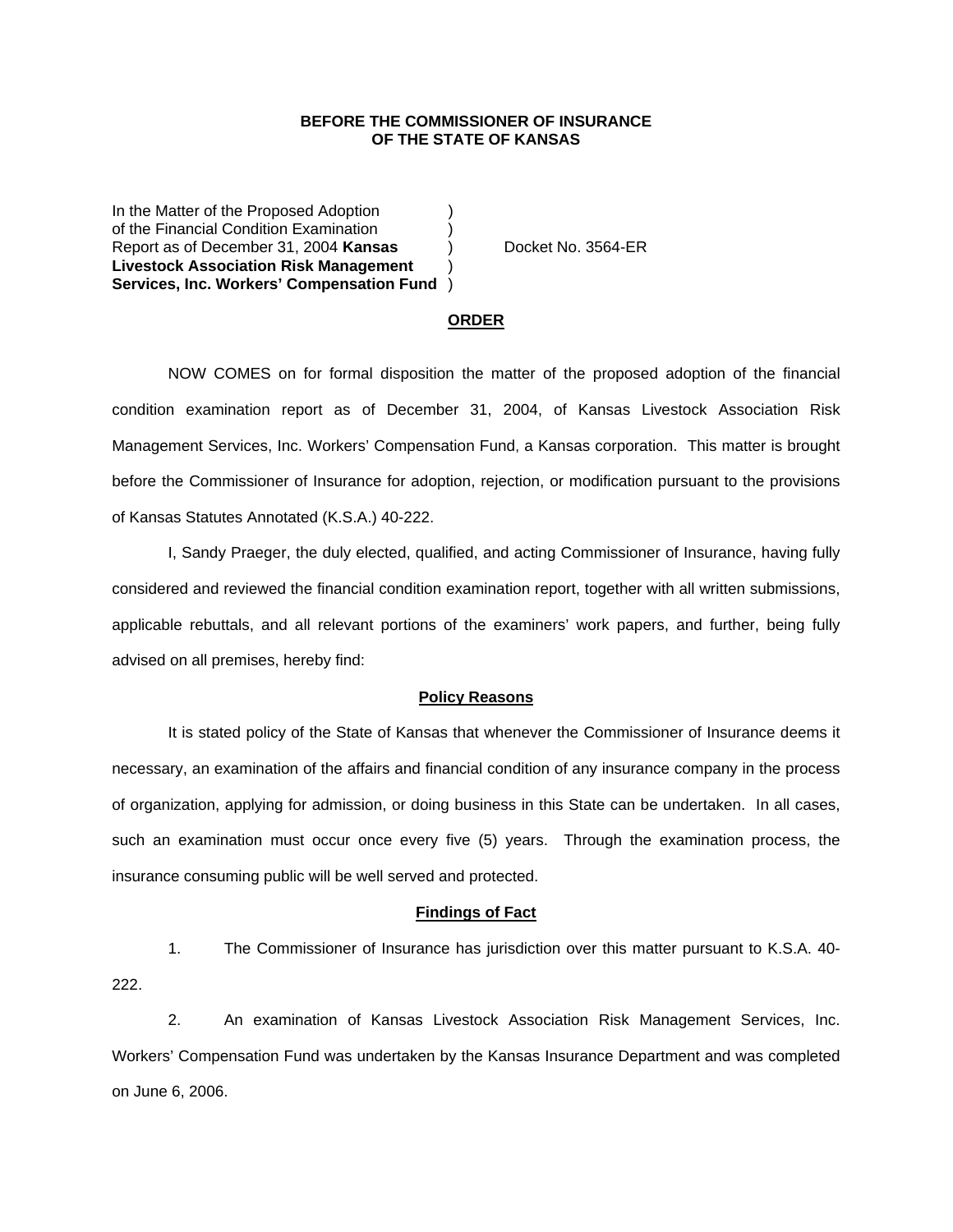**BEFORE THE COMMISSIONER OF INSURANCE**
**OF THE STATE OF KANSAS**

In the Matter of the Proposed Adoption )
of the Financial Condition Examination )
Report as of December 31, 2004 **Kansas** ) Docket No. 3564-ER
**Livestock Association Risk Management** )
**Services, Inc. Workers' Compensation Fund** )

**ORDER**

NOW COMES on for formal disposition the matter of the proposed adoption of the financial condition examination report as of December 31, 2004, of Kansas Livestock Association Risk Management Services, Inc. Workers' Compensation Fund, a Kansas corporation. This matter is brought before the Commissioner of Insurance for adoption, rejection, or modification pursuant to the provisions of Kansas Statutes Annotated (K.S.A.) 40-222.

I, Sandy Praeger, the duly elected, qualified, and acting Commissioner of Insurance, having fully considered and reviewed the financial condition examination report, together with all written submissions, applicable rebuttals, and all relevant portions of the examiners' work papers, and further, being fully advised on all premises, hereby find:

**Policy Reasons**

It is stated policy of the State of Kansas that whenever the Commissioner of Insurance deems it necessary, an examination of the affairs and financial condition of any insurance company in the process of organization, applying for admission, or doing business in this State can be undertaken. In all cases, such an examination must occur once every five (5) years. Through the examination process, the insurance consuming public will be well served and protected.

**Findings of Fact**

1. The Commissioner of Insurance has jurisdiction over this matter pursuant to K.S.A. 40-222.

2. An examination of Kansas Livestock Association Risk Management Services, Inc. Workers' Compensation Fund was undertaken by the Kansas Insurance Department and was completed on June 6, 2006.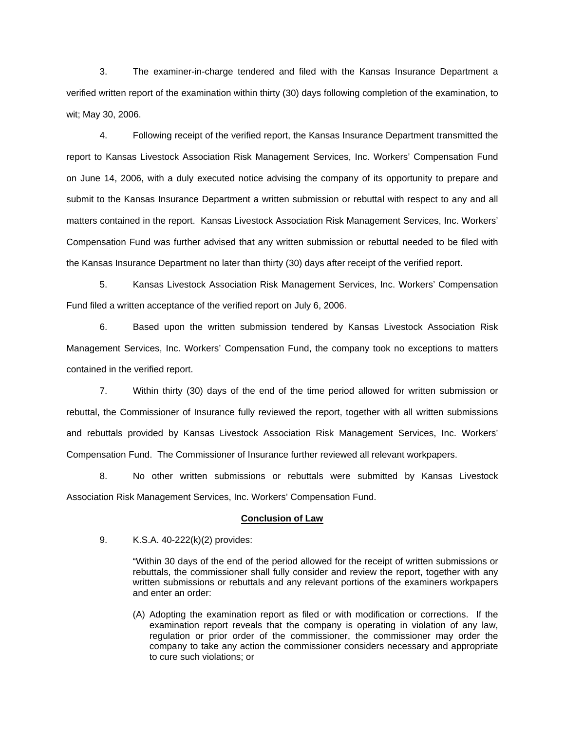3. The examiner-in-charge tendered and filed with the Kansas Insurance Department a verified written report of the examination within thirty (30) days following completion of the examination, to wit; May 30, 2006.

4. Following receipt of the verified report, the Kansas Insurance Department transmitted the report to Kansas Livestock Association Risk Management Services, Inc. Workers' Compensation Fund on June 14, 2006, with a duly executed notice advising the company of its opportunity to prepare and submit to the Kansas Insurance Department a written submission or rebuttal with respect to any and all matters contained in the report. Kansas Livestock Association Risk Management Services, Inc. Workers' Compensation Fund was further advised that any written submission or rebuttal needed to be filed with the Kansas Insurance Department no later than thirty (30) days after receipt of the verified report.

5. Kansas Livestock Association Risk Management Services, Inc. Workers' Compensation Fund filed a written acceptance of the verified report on July 6, 2006.

6. Based upon the written submission tendered by Kansas Livestock Association Risk Management Services, Inc. Workers' Compensation Fund, the company took no exceptions to matters contained in the verified report.

7. Within thirty (30) days of the end of the time period allowed for written submission or rebuttal, the Commissioner of Insurance fully reviewed the report, together with all written submissions and rebuttals provided by Kansas Livestock Association Risk Management Services, Inc. Workers' Compensation Fund. The Commissioner of Insurance further reviewed all relevant workpapers.

8. No other written submissions or rebuttals were submitted by Kansas Livestock Association Risk Management Services, Inc. Workers' Compensation Fund.

**Conclusion of Law**

9. K.S.A. 40-222(k)(2) provides:

> "Within 30 days of the end of the period allowed for the receipt of written submissions or rebuttals, the commissioner shall fully consider and review the report, together with any written submissions or rebuttals and any relevant portions of the examiners workpapers and enter an order:
>
> (A) Adopting the examination report as filed or with modification or corrections. If the examination report reveals that the company is operating in violation of any law, regulation or prior order of the commissioner, the commissioner may order the company to take any action the commissioner considers necessary and appropriate to cure such violations; or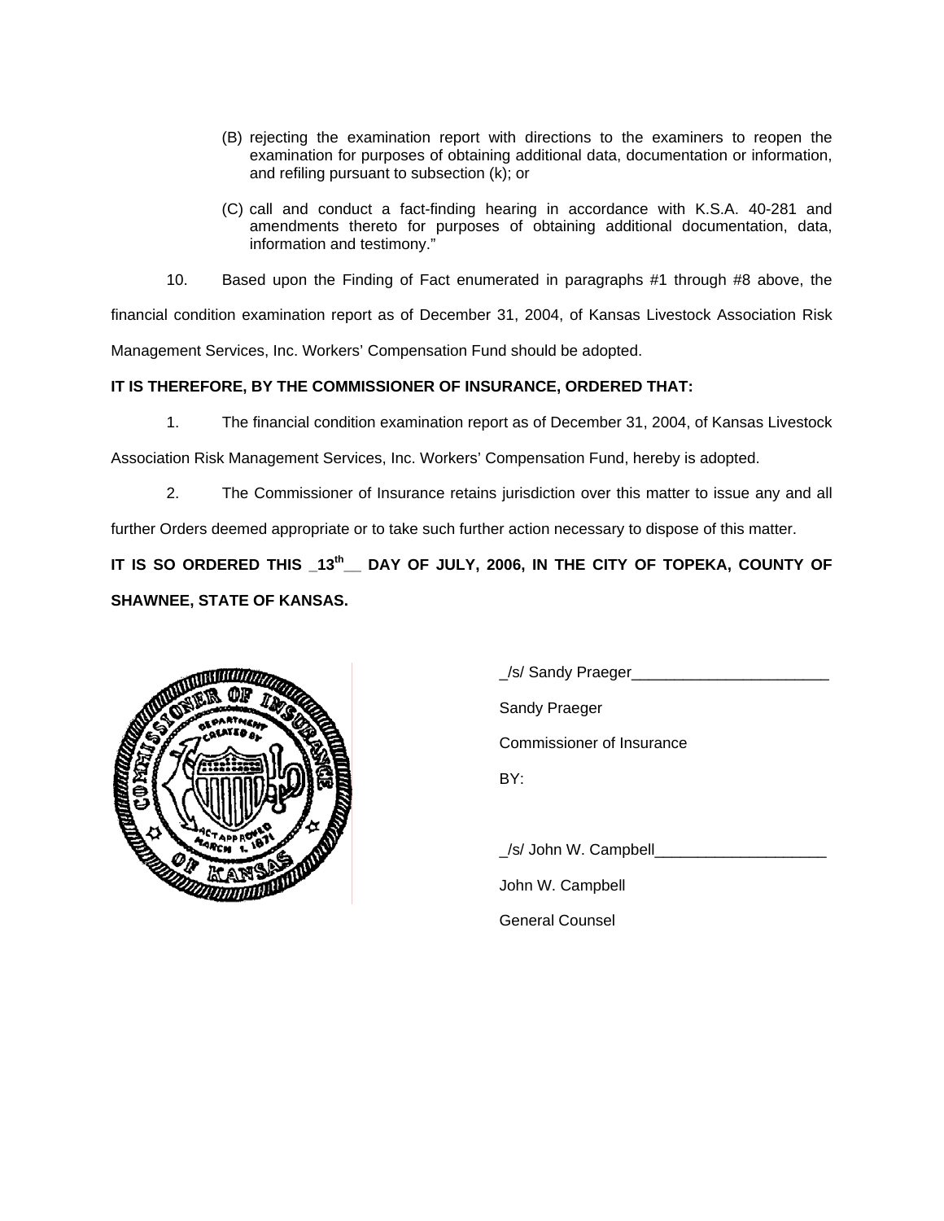(B) rejecting the examination report with directions to the examiners to reopen the examination for purposes of obtaining additional data, documentation or information, and refiling pursuant to subsection (k); or

(C) call and conduct a fact-finding hearing in accordance with K.S.A. 40-281 and amendments thereto for purposes of obtaining additional documentation, data, information and testimony."

10. Based upon the Finding of Fact enumerated in paragraphs #1 through #8 above, the financial condition examination report as of December 31, 2004, of Kansas Livestock Association Risk Management Services, Inc. Workers' Compensation Fund should be adopted.

**IT IS THEREFORE, BY THE COMMISSIONER OF INSURANCE, ORDERED THAT:**

1. The financial condition examination report as of December 31, 2004, of Kansas Livestock Association Risk Management Services, Inc. Workers' Compensation Fund, hereby is adopted.

2. The Commissioner of Insurance retains jurisdiction over this matter to issue any and all further Orders deemed appropriate or to take such further action necessary to dispose of this matter.

**IT IS SO ORDERED THIS _13th__ DAY OF JULY, 2006, IN THE CITY OF TOPEKA, COUNTY OF SHAWNEE, STATE OF KANSAS.**

_/s/ Sandy Praeger_______________________

Sandy Praeger

Commissioner of Insurance

BY:

_/s/ John W. Campbell____________________

John W. Campbell

General Counsel